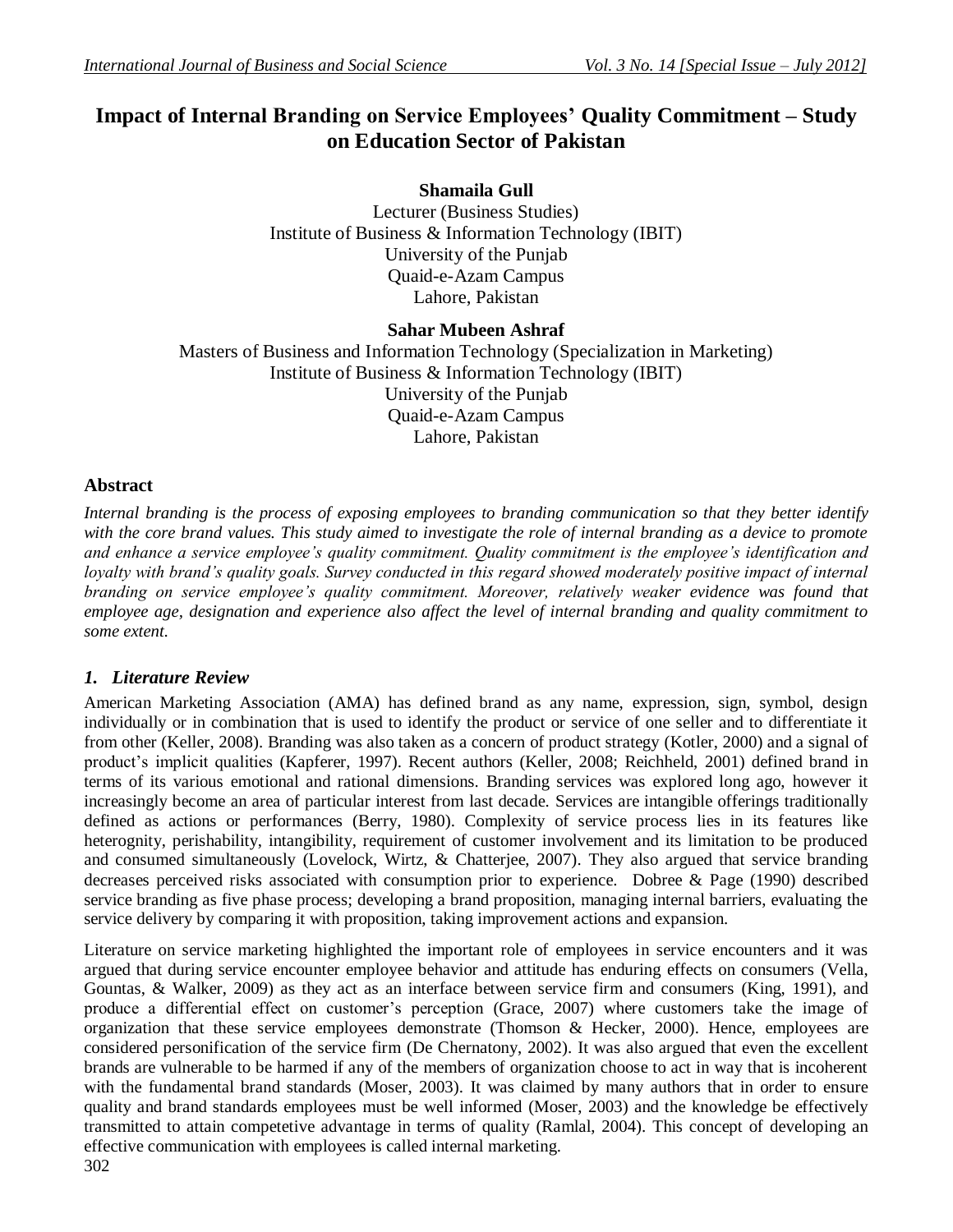# Impact of Internal Branding on Service Employees' Quality Commitment – Study on Education Sector of Pakistan

**Shamaila Gull**
Lecturer (Business Studies)
Institute of Business & Information Technology (IBIT)
University of the Punjab
Quaid-e-Azam Campus
Lahore, Pakistan

**Sahar Mubeen Ashraf**
Masters of Business and Information Technology (Specialization in Marketing)
Institute of Business & Information Technology (IBIT)
University of the Punjab
Quaid-e-Azam Campus
Lahore, Pakistan

## Abstract

*Internal branding is the process of exposing employees to branding communication so that they better identify with the core brand values. This study aimed to investigate the role of internal branding as a device to promote and enhance a service employee's quality commitment. Quality commitment is the employee's identification and loyalty with brand's quality goals. Survey conducted in this regard showed moderately positive impact of internal branding on service employee's quality commitment. Moreover, relatively weaker evidence was found that employee age, designation and experience also affect the level of internal branding and quality commitment to some extent.*

## *1. Literature Review*

American Marketing Association (AMA) has defined brand as any name, expression, sign, symbol, design individually or in combination that is used to identify the product or service of one seller and to differentiate it from other (Keller, 2008). Branding was also taken as a concern of product strategy (Kotler, 2000) and a signal of product's implicit qualities (Kapferer, 1997). Recent authors (Keller, 2008; Reichheld, 2001) defined brand in terms of its various emotional and rational dimensions. Branding services was explored long ago, however it increasingly become an area of particular interest from last decade. Services are intangible offerings traditionally defined as actions or performances (Berry, 1980). Complexity of service process lies in its features like heterognity, perishability, intangibility, requirement of customer involvement and its limitation to be produced and consumed simultaneously (Lovelock, Wirtz, & Chatterjee, 2007). They also argued that service branding decreases perceived risks associated with consumption prior to experience. Dobree & Page (1990) described service branding as five phase process; developing a brand proposition, managing internal barriers, evaluating the service delivery by comparing it with proposition, taking improvement actions and expansion.

Literature on service marketing highlighted the important role of employees in service encounters and it was argued that during service encounter employee behavior and attitude has enduring effects on consumers (Vella, Gountas, & Walker, 2009) as they act as an interface between service firm and consumers (King, 1991), and produce a differential effect on customer's perception (Grace, 2007) where customers take the image of organization that these service employees demonstrate (Thomson & Hecker, 2000). Hence, employees are considered personification of the service firm (De Chernatony, 2002). It was also argued that even the excellent brands are vulnerable to be harmed if any of the members of organization choose to act in way that is incoherent with the fundamental brand standards (Moser, 2003). It was claimed by many authors that in order to ensure quality and brand standards employees must be well informed (Moser, 2003) and the knowledge be effectively transmitted to attain competetive advantage in terms of quality (Ramlal, 2004). This concept of developing an effective communication with employees is called internal marketing.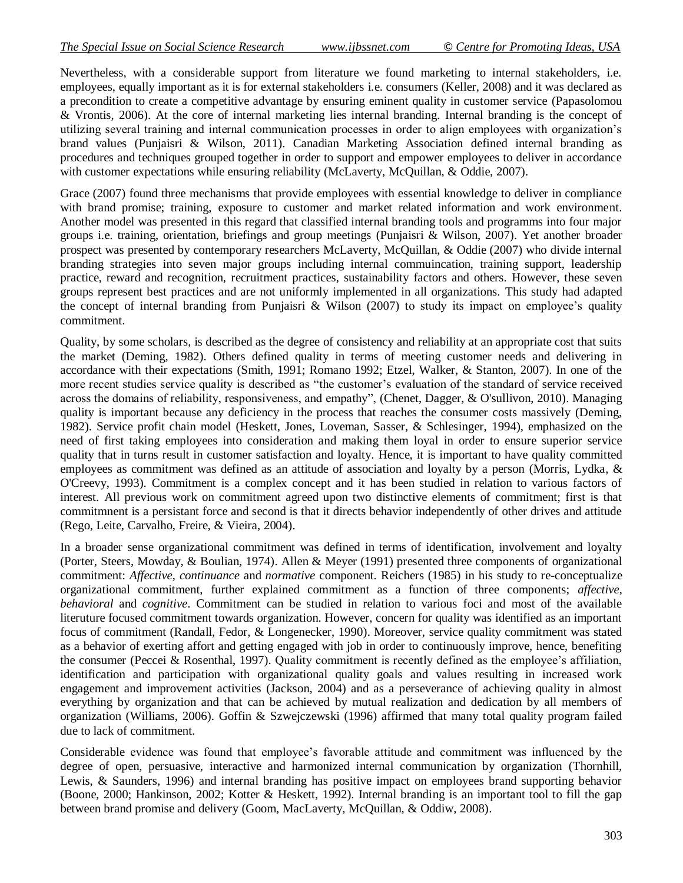Nevertheless, with a considerable support from literature we found marketing to internal stakeholders, i.e. employees, equally important as it is for external stakeholders i.e. consumers (Keller, 2008) and it was declared as a precondition to create a competitive advantage by ensuring eminent quality in customer service (Papasolomou & Vrontis, 2006). At the core of internal marketing lies internal branding. Internal branding is the concept of utilizing several training and internal communication processes in order to align employees with organization's brand values (Punjaisri & Wilson, 2011). Canadian Marketing Association defined internal branding as procedures and techniques grouped together in order to support and empower employees to deliver in accordance with customer expectations while ensuring reliability (McLaverty, McQuillan, & Oddie, 2007).

Grace (2007) found three mechanisms that provide employees with essential knowledge to deliver in compliance with brand promise; training, exposure to customer and market related information and work environment. Another model was presented in this regard that classified internal branding tools and programms into four major groups i.e. training, orientation, briefings and group meetings (Punjaisri & Wilson, 2007). Yet another broader prospect was presented by contemporary researchers McLaverty, McQuillan, & Oddie (2007) who divide internal branding strategies into seven major groups including internal commuincation, training support, leadership practice, reward and recognition, recruitment practices, sustainability factors and others. However, these seven groups represent best practices and are not uniformly implemented in all organizations. This study had adapted the concept of internal branding from Punjaisri & Wilson (2007) to study its impact on employee's quality commitment.

Quality, by some scholars, is described as the degree of consistency and reliability at an appropriate cost that suits the market (Deming, 1982). Others defined quality in terms of meeting customer needs and delivering in accordance with their expectations (Smith, 1991; Romano 1992; Etzel, Walker, & Stanton, 2007). In one of the more recent studies service quality is described as "the customer's evaluation of the standard of service received across the domains of reliability, responsiveness, and empathy", (Chenet, Dagger, & O'sullivon, 2010). Managing quality is important because any deficiency in the process that reaches the consumer costs massively (Deming, 1982). Service profit chain model (Heskett, Jones, Loveman, Sasser, & Schlesinger, 1994), emphasized on the need of first taking employees into consideration and making them loyal in order to ensure superior service quality that in turns result in customer satisfaction and loyalty. Hence, it is important to have quality committed employees as commitment was defined as an attitude of association and loyalty by a person (Morris, Lydka, & O'Creevy, 1993). Commitment is a complex concept and it has been studied in relation to various factors of interest. All previous work on commitment agreed upon two distinctive elements of commitment; first is that commitmnent is a persistant force and second is that it directs behavior independently of other drives and attitude (Rego, Leite, Carvalho, Freire, & Vieira, 2004).

In a broader sense organizational commitment was defined in terms of identification, involvement and loyalty (Porter, Steers, Mowday, & Boulian, 1974). Allen & Meyer (1991) presented three components of organizational commitment: *Affective*, *continuance* and *normative* component. Reichers (1985) in his study to re-conceptualize organizational commitment, further explained commitment as a function of three components; *affective*, *behavioral* and *cognitive*. Commitment can be studied in relation to various foci and most of the available literuture focused commitment towards organization. However, concern for quality was identified as an important focus of commitment (Randall, Fedor, & Longenecker, 1990). Moreover, service quality commitment was stated as a behavior of exerting affort and getting engaged with job in order to continuously improve, hence, benefiting the consumer (Peccei & Rosenthal, 1997). Quality commitment is recently defined as the employee's affiliation, identification and participation with organizational quality goals and values resulting in increased work engagement and improvement activities (Jackson, 2004) and as a perseverance of achieving quality in almost everything by organization and that can be achieved by mutual realization and dedication by all members of organization (Williams, 2006). Goffin & Szwejczewski (1996) affirmed that many total quality program failed due to lack of commitment.

Considerable evidence was found that employee's favorable attitude and commitment was influenced by the degree of open, persuasive, interactive and harmonized internal communication by organization (Thornhill, Lewis, & Saunders, 1996) and internal branding has positive impact on employees brand supporting behavior (Boone, 2000; Hankinson, 2002; Kotter & Heskett, 1992). Internal branding is an important tool to fill the gap between brand promise and delivery (Goom, MacLaverty, McQuillan, & Oddiw, 2008).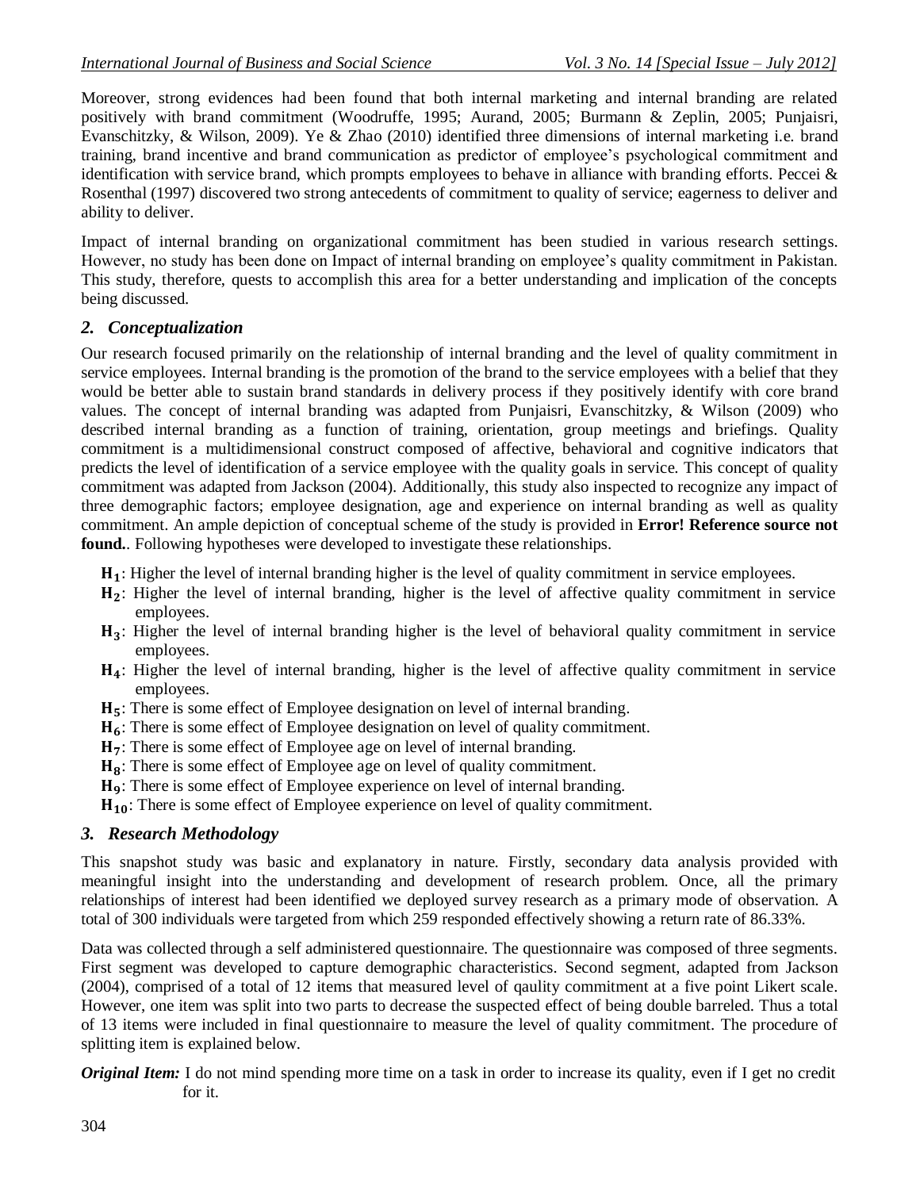Moreover, strong evidences had been found that both internal marketing and internal branding are related positively with brand commitment (Woodruffe, 1995; Aurand, 2005; Burmann & Zeplin, 2005; Punjaisri, Evanschitzky, & Wilson, 2009). Ye & Zhao (2010) identified three dimensions of internal marketing i.e. brand training, brand incentive and brand communication as predictor of employee's psychological commitment and identification with service brand, which prompts employees to behave in alliance with branding efforts. Peccei & Rosenthal (1997) discovered two strong antecedents of commitment to quality of service; eagerness to deliver and ability to deliver.

Impact of internal branding on organizational commitment has been studied in various research settings. However, no study has been done on Impact of internal branding on employee's quality commitment in Pakistan. This study, therefore, quests to accomplish this area for a better understanding and implication of the concepts being discussed.

## *2. Conceptualization*

Our research focused primarily on the relationship of internal branding and the level of quality commitment in service employees. Internal branding is the promotion of the brand to the service employees with a belief that they would be better able to sustain brand standards in delivery process if they positively identify with core brand values. The concept of internal branding was adapted from Punjaisri, Evanschitzky, & Wilson (2009) who described internal branding as a function of training, orientation, group meetings and briefings. Quality commitment is a multidimensional construct composed of affective, behavioral and cognitive indicators that predicts the level of identification of a service employee with the quality goals in service. This concept of quality commitment was adapted from Jackson (2004). Additionally, this study also inspected to recognize any impact of three demographic factors; employee designation, age and experience on internal branding as well as quality commitment. An ample depiction of conceptual scheme of the study is provided in **Error! Reference source not found.**. Following hypotheses were developed to investigate these relationships.

- $\mathbf{H_1}$: Higher the level of internal branding higher is the level of quality commitment in service employees.
- $\mathbf{H_2}$: Higher the level of internal branding, higher is the level of affective quality commitment in service employees.
- $\mathbf{H_3}$: Higher the level of internal branding higher is the level of behavioral quality commitment in service employees.
- $\mathbf{H_4}$: Higher the level of internal branding, higher is the level of affective quality commitment in service employees.
- $\mathbf{H_5}$: There is some effect of Employee designation on level of internal branding.
- $\mathbf{H_6}$: There is some effect of Employee designation on level of quality commitment.
- $\mathbf{H_7}$: There is some effect of Employee age on level of internal branding.
- $\mathbf{H_8}$: There is some effect of Employee age on level of quality commitment.
- $\mathbf{H_9}$: There is some effect of Employee experience on level of internal branding.
- $\mathbf{H_{10}}$: There is some effect of Employee experience on level of quality commitment.

## *3. Research Methodology*

This snapshot study was basic and explanatory in nature. Firstly, secondary data analysis provided with meaningful insight into the understanding and development of research problem. Once, all the primary relationships of interest had been identified we deployed survey research as a primary mode of observation. A total of 300 individuals were targeted from which 259 responded effectively showing a return rate of 86.33%.

Data was collected through a self administered questionnaire. The questionnaire was composed of three segments. First segment was developed to capture demographic characteristics. Second segment, adapted from Jackson (2004), comprised of a total of 12 items that measured level of qaulity commitment at a five point Likert scale. However, one item was split into two parts to decrease the suspected effect of being double barreled. Thus a total of 13 items were included in final questionnaire to measure the level of quality commitment. The procedure of splitting item is explained below.

***Original Item:*** I do not mind spending more time on a task in order to increase its quality, even if I get no credit for it.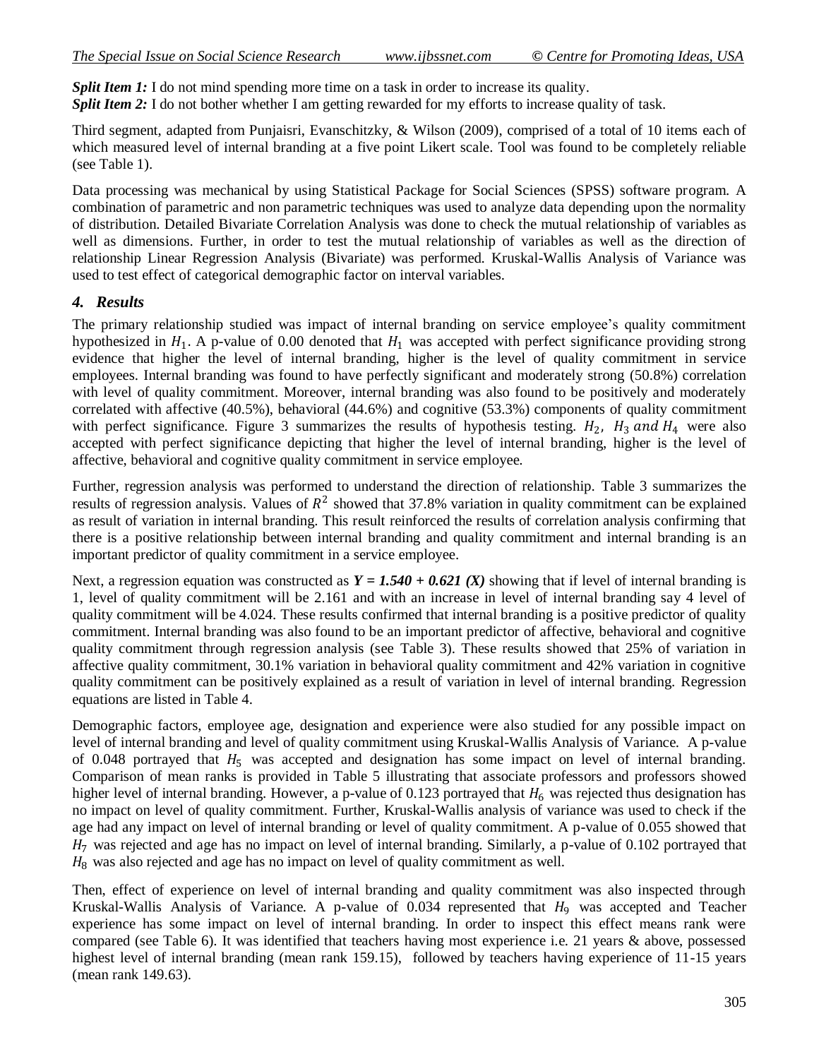***Split Item 1:*** I do not mind spending more time on a task in order to increase its quality.
***Split Item 2:*** I do not bother whether I am getting rewarded for my efforts to increase quality of task.

Third segment, adapted from Punjaisri, Evanschitzky, & Wilson (2009), comprised of a total of 10 items each of which measured level of internal branding at a five point Likert scale. Tool was found to be completely reliable (see Table 1).

Data processing was mechanical by using Statistical Package for Social Sciences (SPSS) software program. A combination of parametric and non parametric techniques was used to analyze data depending upon the normality of distribution. Detailed Bivariate Correlation Analysis was done to check the mutual relationship of variables as well as dimensions. Further, in order to test the mutual relationship of variables as well as the direction of relationship Linear Regression Analysis (Bivariate) was performed. Kruskal-Wallis Analysis of Variance was used to test effect of categorical demographic factor on interval variables.

## *4. Results*

The primary relationship studied was impact of internal branding on service employee's quality commitment hypothesized in $H_1$. A p-value of 0.00 denoted that $H_1$ was accepted with perfect significance providing strong evidence that higher the level of internal branding, higher is the level of quality commitment in service employees. Internal branding was found to have perfectly significant and moderately strong (50.8%) correlation with level of quality commitment. Moreover, internal branding was also found to be positively and moderately correlated with affective (40.5%), behavioral (44.6%) and cognitive (53.3%) components of quality commitment with perfect significance. Figure 3 summarizes the results of hypothesis testing. $H_2, \ H_3 \ and \ H_4$ were also accepted with perfect significance depicting that higher the level of internal branding, higher is the level of affective, behavioral and cognitive quality commitment in service employee.

Further, regression analysis was performed to understand the direction of relationship. Table 3 summarizes the results of regression analysis. Values of $R^2$ showed that 37.8% variation in quality commitment can be explained as result of variation in internal branding. This result reinforced the results of correlation analysis confirming that there is a positive relationship between internal branding and quality commitment and internal branding is an important predictor of quality commitment in a service employee.

Next, a regression equation was constructed as ***Y = 1.540 + 0.621 (X)*** showing that if level of internal branding is 1, level of quality commitment will be 2.161 and with an increase in level of internal branding say 4 level of quality commitment will be 4.024. These results confirmed that internal branding is a positive predictor of quality commitment. Internal branding was also found to be an important predictor of affective, behavioral and cognitive quality commitment through regression analysis (see Table 3). These results showed that 25% of variation in affective quality commitment, 30.1% variation in behavioral quality commitment and 42% variation in cognitive quality commitment can be positively explained as a result of variation in level of internal branding. Regression equations are listed in Table 4.

Demographic factors, employee age, designation and experience were also studied for any possible impact on level of internal branding and level of quality commitment using Kruskal-Wallis Analysis of Variance. A p-value of 0.048 portrayed that $H_5$ was accepted and designation has some impact on level of internal branding. Comparison of mean ranks is provided in Table 5 illustrating that associate professors and professors showed higher level of internal branding. However, a p-value of 0.123 portrayed that $H_6$ was rejected thus designation has no impact on level of quality commitment. Further, Kruskal-Wallis analysis of variance was used to check if the age had any impact on level of internal branding or level of quality commitment. A p-value of 0.055 showed that $H_7$ was rejected and age has no impact on level of internal branding. Similarly, a p-value of 0.102 portrayed that $H_8$ was also rejected and age has no impact on level of quality commitment as well.

Then, effect of experience on level of internal branding and quality commitment was also inspected through Kruskal-Wallis Analysis of Variance. A p-value of 0.034 represented that $H_9$ was accepted and Teacher experience has some impact on level of internal branding. In order to inspect this effect means rank were compared (see Table 6). It was identified that teachers having most experience i.e. 21 years & above, possessed highest level of internal branding (mean rank 159.15), followed by teachers having experience of 11-15 years (mean rank 149.63).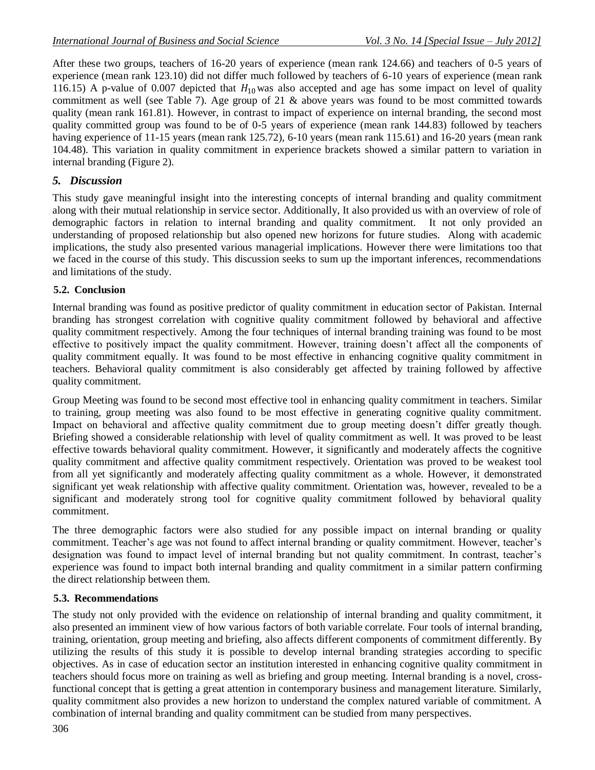After these two groups, teachers of 16-20 years of experience (mean rank 124.66) and teachers of 0-5 years of experience (mean rank 123.10) did not differ much followed by teachers of 6-10 years of experience (mean rank 116.15) A p-value of 0.007 depicted that $H_{10}$ was also accepted and age has some impact on level of quality commitment as well (see Table 7). Age group of 21 & above years was found to be most committed towards quality (mean rank 161.81). However, in contrast to impact of experience on internal branding, the second most quality committed group was found to be of 0-5 years of experience (mean rank 144.83) followed by teachers having experience of 11-15 years (mean rank 125.72), 6-10 years (mean rank 115.61) and 16-20 years (mean rank 104.48). This variation in quality commitment in experience brackets showed a similar pattern to variation in internal branding (Figure 2).

## *5. Discussion*

This study gave meaningful insight into the interesting concepts of internal branding and quality commitment along with their mutual relationship in service sector. Additionally, It also provided us with an overview of role of demographic factors in relation to internal branding and quality commitment. It not only provided an understanding of proposed relationship but also opened new horizons for future studies. Along with academic implications, the study also presented various managerial implications. However there were limitations too that we faced in the course of this study. This discussion seeks to sum up the important inferences, recommendations and limitations of the study.

### 5.2. Conclusion

Internal branding was found as positive predictor of quality commitment in education sector of Pakistan. Internal branding has strongest correlation with cognitive quality commitment followed by behavioral and affective quality commitment respectively. Among the four techniques of internal branding training was found to be most effective to positively impact the quality commitment. However, training doesn't affect all the components of quality commitment equally. It was found to be most effective in enhancing cognitive quality commitment in teachers. Behavioral quality commitment is also considerably get affected by training followed by affective quality commitment.

Group Meeting was found to be second most effective tool in enhancing quality commitment in teachers. Similar to training, group meeting was also found to be most effective in generating cognitive quality commitment. Impact on behavioral and affective quality commitment due to group meeting doesn't differ greatly though. Briefing showed a considerable relationship with level of quality commitment as well. It was proved to be least effective towards behavioral quality commitment. However, it significantly and moderately affects the cognitive quality commitment and affective quality commitment respectively. Orientation was proved to be weakest tool from all yet significantly and moderately affecting quality commitment as a whole. However, it demonstrated significant yet weak relationship with affective quality commitment. Orientation was, however, revealed to be a significant and moderately strong tool for cognitive quality commitment followed by behavioral quality commitment.

The three demographic factors were also studied for any possible impact on internal branding or quality commitment. Teacher's age was not found to affect internal branding or quality commitment. However, teacher's designation was found to impact level of internal branding but not quality commitment. In contrast, teacher's experience was found to impact both internal branding and quality commitment in a similar pattern confirming the direct relationship between them.

### 5.3. Recommendations

The study not only provided with the evidence on relationship of internal branding and quality commitment, it also presented an imminent view of how various factors of both variable correlate. Four tools of internal branding, training, orientation, group meeting and briefing, also affects different components of commitment differently. By utilizing the results of this study it is possible to develop internal branding strategies according to specific objectives. As in case of education sector an institution interested in enhancing cognitive quality commitment in teachers should focus more on training as well as briefing and group meeting. Internal branding is a novel, cross-functional concept that is getting a great attention in contemporary business and management literature. Similarly, quality commitment also provides a new horizon to understand the complex natured variable of commitment. A combination of internal branding and quality commitment can be studied from many perspectives.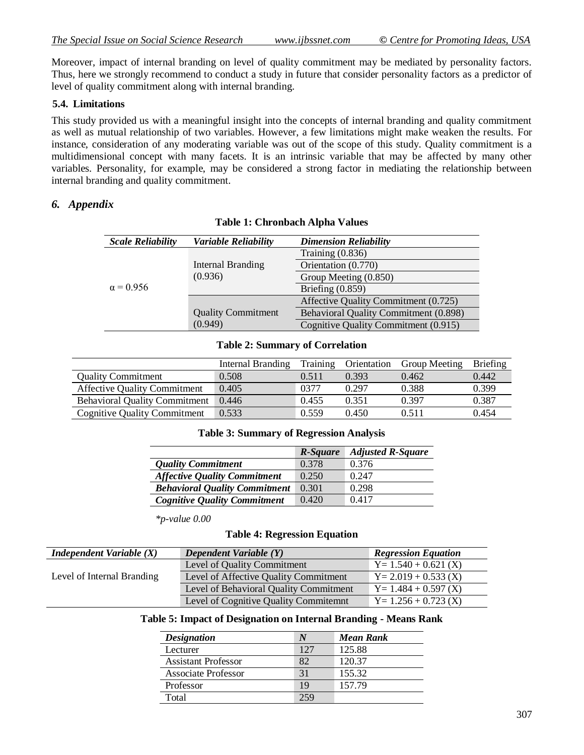Moreover, impact of internal branding on level of quality commitment may be mediated by personality factors. Thus, here we strongly recommend to conduct a study in future that consider personality factors as a predictor of level of quality commitment along with internal branding.

### 5.4. Limitations

This study provided us with a meaningful insight into the concepts of internal branding and quality commitment as well as mutual relationship of two variables. However, a few limitations might make weaken the results. For instance, consideration of any moderating variable was out of the scope of this study. Quality commitment is a multidimensional concept with many facets. It is an intrinsic variable that may be affected by many other variables. Personality, for example, may be considered a strong factor in mediating the relationship between internal branding and quality commitment.

## 6. *Appendix*

**Table 1: Chronbach Alpha Values**

| *Scale Reliability* | *Variable Reliability* | *Dimension Reliability* |
|---|---|---|
| α = 0.956 | Internal Branding (0.936) | Training (0.836) |
| | | Orientation (0.770) |
| | | Group Meeting (0.850) |
| | | Briefing (0.859) |
| | Quality Commitment (0.949) | Affective Quality Commitment (0.725) |
| | | Behavioral Quality Commitment (0.898) |
| | | Cognitive Quality Commitment (0.915) |

**Table 2: Summary of Correlation**

| | Internal Branding | Training | Orientation | Group Meeting | Briefing |
|---|---|---|---|---|---|
| Quality Commitment | 0.508 | 0.511 | 0.393 | 0.462 | 0.442 |
| Affective Quality Commitment | 0.405 | 0377 | 0.297 | 0.388 | 0.399 |
| Behavioral Quality Commitment | 0.446 | 0.455 | 0.351 | 0.397 | 0.387 |
| Cognitive Quality Commitment | 0.533 | 0.559 | 0.450 | 0.511 | 0.454 |

**Table 3: Summary of Regression Analysis**

| | *R-Square* | *Adjusted R-Square* |
|---|---|---|
| ***Quality Commitment*** | 0.378 | 0.376 |
| ***Affective Quality Commitment*** | 0.250 | 0.247 |
| ***Behavioral Quality Commitment*** | 0.301 | 0.298 |
| ***Cognitive Quality Commitment*** | 0.420 | 0.417 |

*\*p-value 0.00*

**Table 4: Regression Equation**

| *Independent Variable (X)* | *Dependent Variable (Y)* | *Regression Equation* |
|---|---|---|
| Level of Internal Branding | Level of Quality Commitment | Y= 1.540 + 0.621 (X) |
| | Level of Affective Quality Commitment | Y= 2.019 + 0.533 (X) |
| | Level of Behavioral Quality Commitment | Y= 1.484 + 0.597 (X) |
| | Level of Cognitive Quality Commitemnt | Y= 1.256 + 0.723 (X) |

**Table 5: Impact of Designation on Internal Branding - Means Rank**

| *Designation* | *N* | *Mean Rank* |
|---|---|---|
| Lecturer | 127 | 125.88 |
| Assistant Professor | 82 | 120.37 |
| Associate Professor | 31 | 155.32 |
| Professor | 19 | 157.79 |
| Total | 259 | |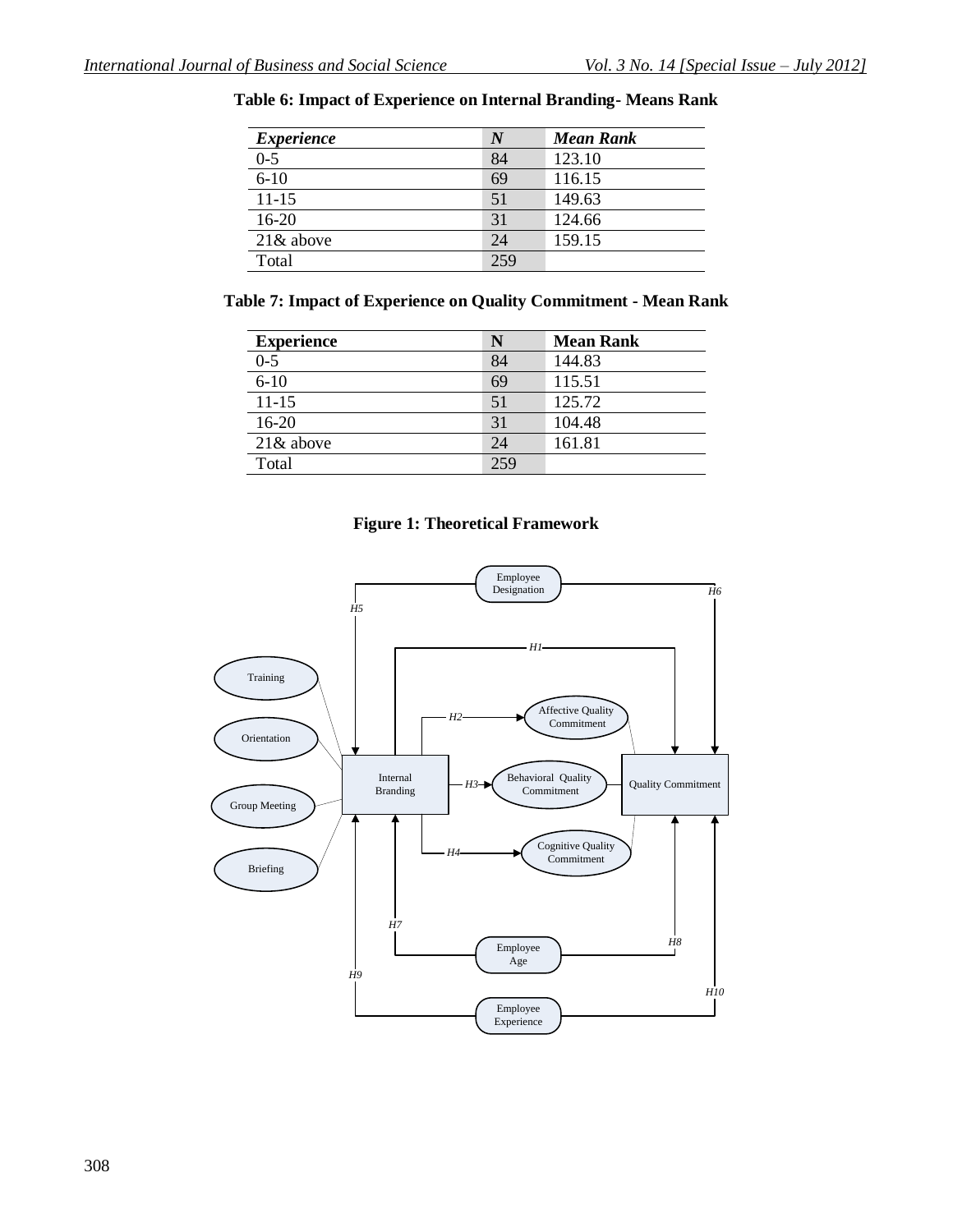**Table 6: Impact of Experience on Internal Branding- Means Rank**

| *Experience* | *N* | *Mean Rank* |
|---|---|---|
| 0-5 | 84 | 123.10 |
| 6-10 | 69 | 116.15 |
| 11-15 | 51 | 149.63 |
| 16-20 | 31 | 124.66 |
| 21& above | 24 | 159.15 |
| Total | 259 | |

**Table 7: Impact of Experience on Quality Commitment - Mean Rank**

| **Experience** | **N** | **Mean Rank** |
|---|---|---|
| 0-5 | 84 | 144.83 |
| 6-10 | 69 | 115.51 |
| 11-15 | 51 | 125.72 |
| 16-20 | 31 | 104.48 |
| 21& above | 24 | 161.81 |
| Total | 259 | |

**Figure 1: Theoretical Framework**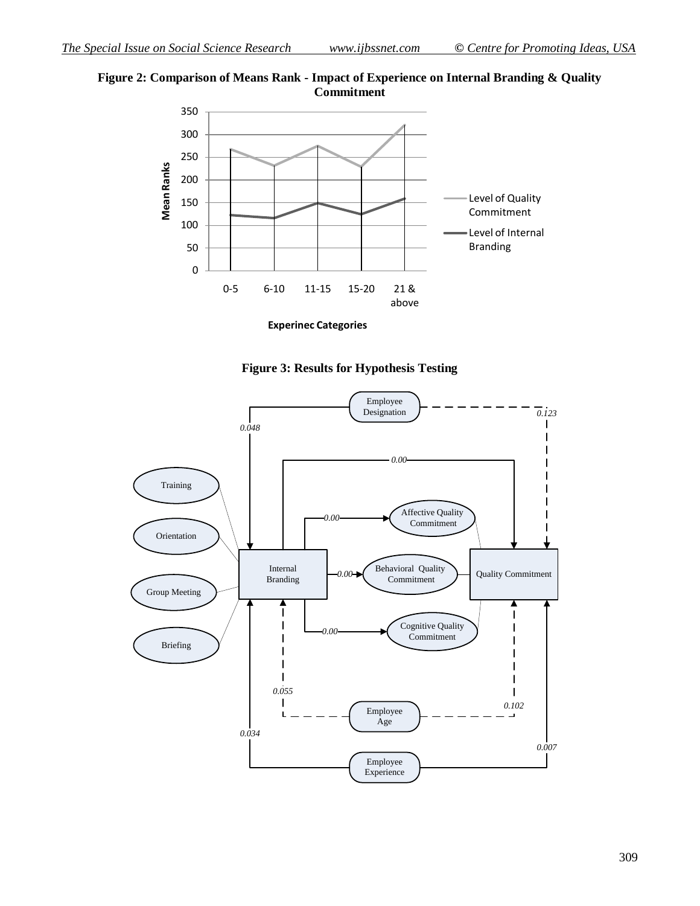**Figure 2: Comparison of Means Rank - Impact of Experience on Internal Branding & Quality Commitment**

**Figure 3: Results for Hypothesis Testing**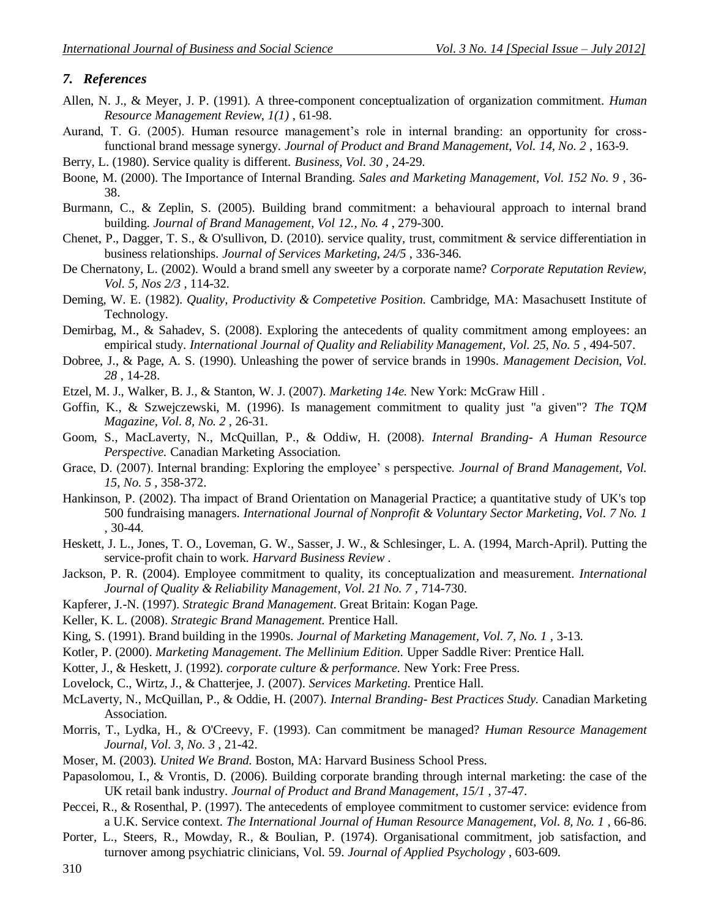## *7. References*

Allen, N. J., & Meyer, J. P. (1991). A three-component conceptualization of organization commitment. *Human Resource Management Review, 1(1)* , 61-98.

Aurand, T. G. (2005). Human resource management's role in internal branding: an opportunity for cross-functional brand message synergy. *Journal of Product and Brand Management, Vol. 14, No. 2* , 163-9.

Berry, L. (1980). Service quality is different. *Business, Vol. 30* , 24-29.

Boone, M. (2000). The Importance of Internal Branding. *Sales and Marketing Management, Vol. 152 No. 9* , 36-38.

Burmann, C., & Zeplin, S. (2005). Building brand commitment: a behavioural approach to internal brand building. *Journal of Brand Management, Vol 12., No. 4* , 279-300.

Chenet, P., Dagger, T. S., & O'sullivon, D. (2010). service quality, trust, commitment & service differentiation in business relationships. *Journal of Services Marketing, 24/5* , 336-346.

De Chernatony, L. (2002). Would a brand smell any sweeter by a corporate name? *Corporate Reputation Review, Vol. 5, Nos 2/3* , 114-32.

Deming, W. E. (1982). *Quality, Productivity & Competetive Position.* Cambridge, MA: Masachusett Institute of Technology.

Demirbag, M., & Sahadev, S. (2008). Exploring the antecedents of quality commitment among employees: an empirical study. *International Journal of Quality and Reliability Management, Vol. 25, No. 5* , 494-507.

Dobree, J., & Page, A. S. (1990). Unleashing the power of service brands in 1990s. *Management Decision, Vol. 28* , 14-28.

Etzel, M. J., Walker, B. J., & Stanton, W. J. (2007). *Marketing 14e.* New York: McGraw Hill .

Goffin, K., & Szwejczewski, M. (1996). Is management commitment to quality just "a given"? *The TQM Magazine, Vol. 8, No. 2* , 26-31.

Goom, S., MacLaverty, N., McQuillan, P., & Oddiw, H. (2008). *Internal Branding- A Human Resource Perspective.* Canadian Marketing Association.

Grace, D. (2007). Internal branding: Exploring the employee' s perspective. *Journal of Brand Management, Vol. 15, No. 5* , 358-372.

Hankinson, P. (2002). Tha impact of Brand Orientation on Managerial Practice; a quantitative study of UK's top 500 fundraising managers. *International Journal of Nonprofit & Voluntary Sector Marketing, Vol. 7 No. 1* , 30-44.

Heskett, J. L., Jones, T. O., Loveman, G. W., Sasser, J. W., & Schlesinger, L. A. (1994, March-April). Putting the service-profit chain to work. *Harvard Business Review* .

Jackson, P. R. (2004). Employee commitment to quality, its conceptualization and measurement. *International Journal of Quality & Reliability Management, Vol. 21 No. 7* , 714-730.

Kapferer, J.-N. (1997). *Strategic Brand Management.* Great Britain: Kogan Page.

Keller, K. L. (2008). *Strategic Brand Management.* Prentice Hall.

King, S. (1991). Brand building in the 1990s. *Journal of Marketing Management, Vol. 7, No. 1* , 3-13.

Kotler, P. (2000). *Marketing Management. The Mellinium Edition.* Upper Saddle River: Prentice Hall.

Kotter, J., & Heskett, J. (1992). *corporate culture & performance.* New York: Free Press.

Lovelock, C., Wirtz, J., & Chatterjee, J. (2007). *Services Marketing.* Prentice Hall.

McLaverty, N., McQuillan, P., & Oddie, H. (2007). *Internal Branding- Best Practices Study.* Canadian Marketing Association.

Morris, T., Lydka, H., & O'Creevy, F. (1993). Can commitment be managed? *Human Resource Management Journal, Vol. 3, No. 3* , 21-42.

Moser, M. (2003). *United We Brand.* Boston, MA: Harvard Business School Press.

Papasolomou, I., & Vrontis, D. (2006). Building corporate branding through internal marketing: the case of the UK retail bank industry. *Journal of Product and Brand Management, 15/1* , 37-47.

Peccei, R., & Rosenthal, P. (1997). The antecedents of employee commitment to customer service: evidence from a U.K. Service context. *The International Journal of Human Resource Management, Vol. 8, No. 1* , 66-86.

Porter, L., Steers, R., Mowday, R., & Boulian, P. (1974). Organisational commitment, job satisfaction, and turnover among psychiatric clinicians, Vol. 59. *Journal of Applied Psychology* , 603-609.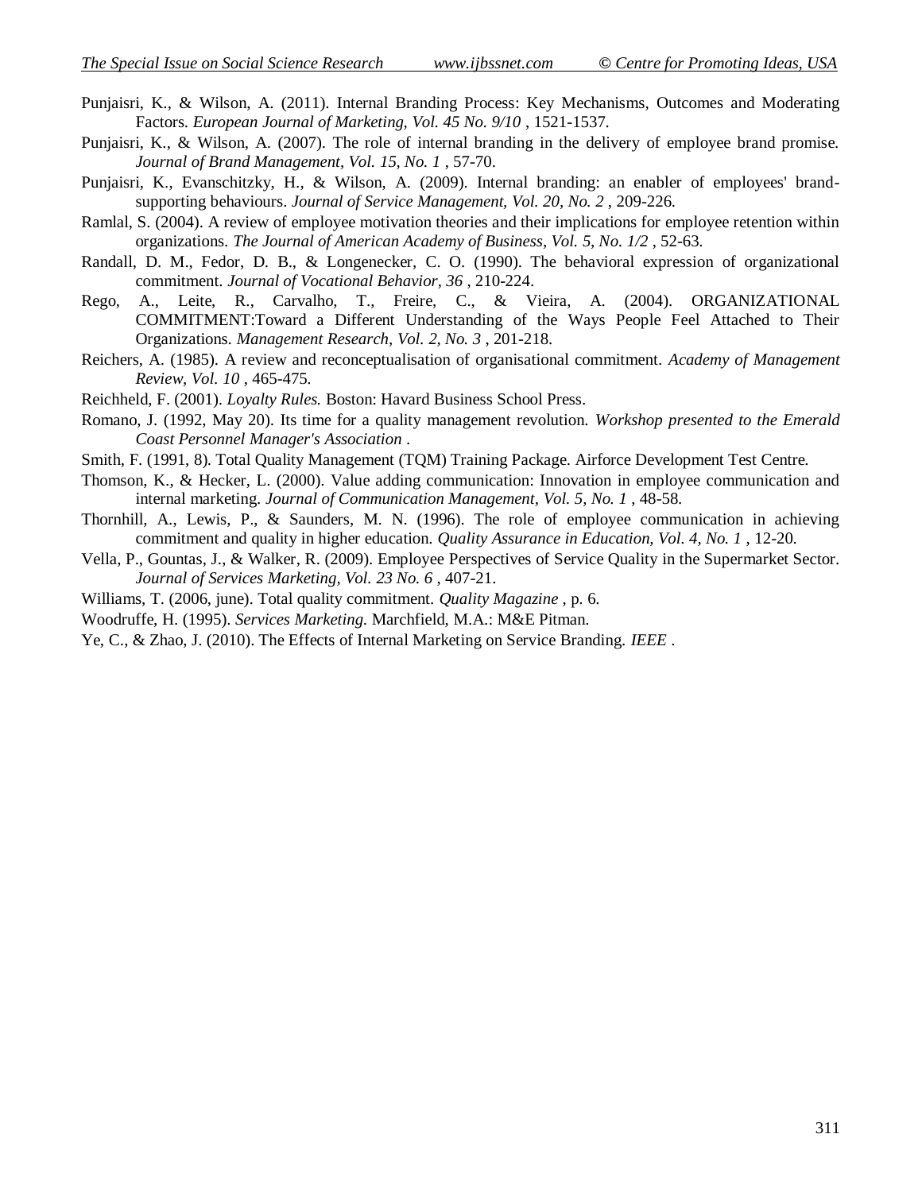Punjaisri, K., & Wilson, A. (2011). Internal Branding Process: Key Mechanisms, Outcomes and Moderating Factors. *European Journal of Marketing, Vol. 45 No. 9/10* , 1521-1537.

Punjaisri, K., & Wilson, A. (2007). The role of internal branding in the delivery of employee brand promise. *Journal of Brand Management, Vol. 15, No. 1* , 57-70.

Punjaisri, K., Evanschitzky, H., & Wilson, A. (2009). Internal branding: an enabler of employees' brand-supporting behaviours. *Journal of Service Management, Vol. 20, No. 2* , 209-226.

Ramlal, S. (2004). A review of employee motivation theories and their implications for employee retention within organizations. *The Journal of American Academy of Business, Vol. 5, No. 1/2* , 52-63.

Randall, D. M., Fedor, D. B., & Longenecker, C. O. (1990). The behavioral expression of organizational commitment. *Journal of Vocational Behavior, 36* , 210-224.

Rego, A., Leite, R., Carvalho, T., Freire, C., & Vieira, A. (2004). ORGANIZATIONAL COMMITMENT:Toward a Different Understanding of the Ways People Feel Attached to Their Organizations. *Management Research, Vol. 2, No. 3* , 201-218.

Reichers, A. (1985). A review and reconceptualisation of organisational commitment. *Academy of Management Review, Vol. 10* , 465-475.

Reichheld, F. (2001). *Loyalty Rules.* Boston: Havard Business School Press.

Romano, J. (1992, May 20). Its time for a quality management revolution. *Workshop presented to the Emerald Coast Personnel Manager's Association* .

Smith, F. (1991, 8). Total Quality Management (TQM) Training Package. Airforce Development Test Centre.

Thomson, K., & Hecker, L. (2000). Value adding communication: Innovation in employee communication and internal marketing. *Journal of Communication Management, Vol. 5, No. 1* , 48-58.

Thornhill, A., Lewis, P., & Saunders, M. N. (1996). The role of employee communication in achieving commitment and quality in higher education. *Quality Assurance in Education, Vol. 4, No. 1* , 12-20.

Vella, P., Gountas, J., & Walker, R. (2009). Employee Perspectives of Service Quality in the Supermarket Sector. *Journal of Services Marketing, Vol. 23 No. 6* , 407-21.

Williams, T. (2006, june). Total quality commitment. *Quality Magazine* , p. 6.

Woodruffe, H. (1995). *Services Marketing.* Marchfield, M.A.: M&E Pitman.

Ye, C., & Zhao, J. (2010). The Effects of Internal Marketing on Service Branding. *IEEE* .